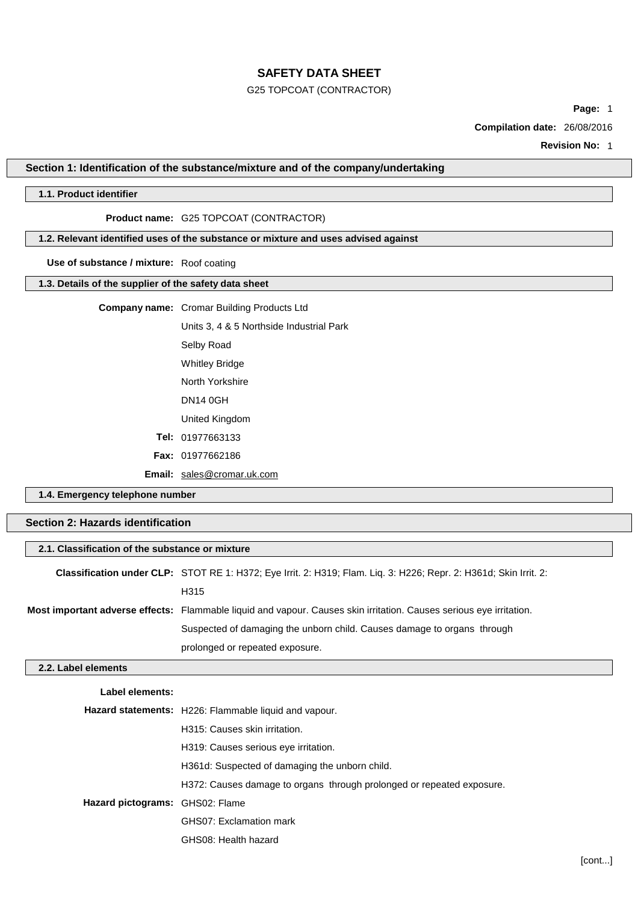# SAFETY DATA SHEET

G25 TOPCOAT (CONTRACTOR)

**Compilation date:** 26/08/2016

**Revision No:** 1

## Section 1: Identification of the substance/mixture and of the company/undertaking

### 1.1. Product identifier

**Product name:** G25 TOPCOAT (CONTRACTOR)

### 1.2. Relevant identified uses of the substance or mixture and uses advised against

**Use of substance / mixture:** Roof coating

### 1.3. Details of the supplier of the safety data sheet

**Company name:** Cromar Building Products Ltd

Units 3, 4 & 5 Northside Industrial Park

Selby Road

Whitley Bridge

North Yorkshire

DN14 0GH

United Kingdom

**Tel:** 01977663133

**Fax:** 01977662186

**Email:** sales@cromar.uk.com

### 1.4. Emergency telephone number

## Section 2: Hazards identification

### 2.1. Classification of the substance or mixture

**Classification under CLP:** STOT RE 1: H372; Eye Irrit. 2: H319; Flam. Liq. 3: H226; Repr. 2: H361d; Skin Irrit. 2: H315

**Most important adverse effects:** Flammable liquid and vapour. Causes skin irritation. Causes serious eye irritation. Suspected of damaging the unborn child. Causes damage to organs through prolonged or repeated exposure.

### 2.2. Label elements

**Label elements:**

**Hazard statements:** H226: Flammable liquid and vapour.

H315: Causes skin irritation.

H319: Causes serious eye irritation.

H361d: Suspected of damaging the unborn child.

H372: Causes damage to organs through prolonged or repeated exposure.

**Hazard pictograms:** GHS02: Flame

GHS07: Exclamation mark

GHS08: Health hazard

[cont...]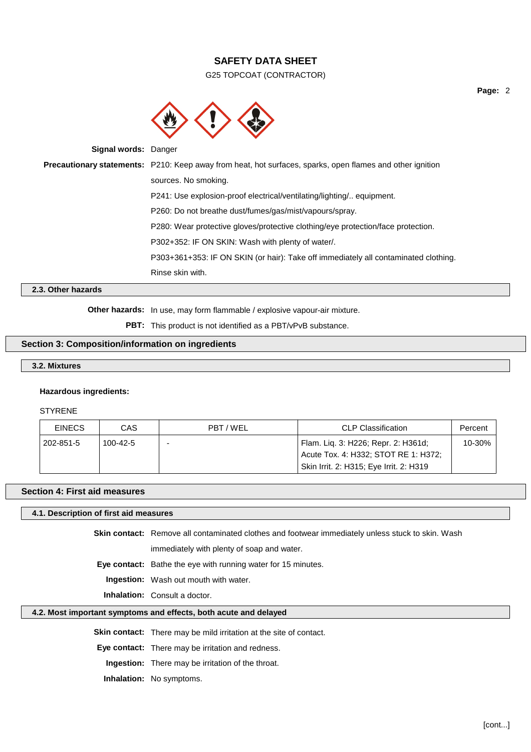**Signal words:** Danger

**Precautionary statements:** P210: Keep away from heat, hot surfaces, sparks, open flames and other ignition sources. No smoking.

P241: Use explosion-proof electrical/ventilating/lighting/.. equipment.

P260: Do not breathe dust/fumes/gas/mist/vapours/spray.

P280: Wear protective gloves/protective clothing/eye protection/face protection.

P302+352: IF ON SKIN: Wash with plenty of water/.

P303+361+353: IF ON SKIN (or hair): Take off immediately all contaminated clothing. Rinse skin with.

### 2.3. Other hazards

**Other hazards:** In use, may form flammable / explosive vapour-air mixture.

**PBT:** This product is not identified as a PBT/vPvB substance.

## Section 3: Composition/information on ingredients

### 3.2. Mixtures

**Hazardous ingredients:**

STYRENE

| EINECS | CAS | PBT / WEL | CLP Classification | Percent |
|---|---|---|---|---|
| 202-851-5 | 100-42-5 | - | Flam. Liq. 3: H226; Repr. 2: H361d; Acute Tox. 4: H332; STOT RE 1: H372; Skin Irrit. 2: H315; Eye Irrit. 2: H319 | 10-30% |

## Section 4: First aid measures

### 4.1. Description of first aid measures

**Skin contact:** Remove all contaminated clothes and footwear immediately unless stuck to skin. Wash immediately with plenty of soap and water.

**Eye contact:** Bathe the eye with running water for 15 minutes.

**Ingestion:** Wash out mouth with water.

**Inhalation:** Consult a doctor.

### 4.2. Most important symptoms and effects, both acute and delayed

**Skin contact:** There may be mild irritation at the site of contact.

**Eye contact:** There may be irritation and redness.

**Ingestion:** There may be irritation of the throat.

**Inhalation:** No symptoms.

[cont...]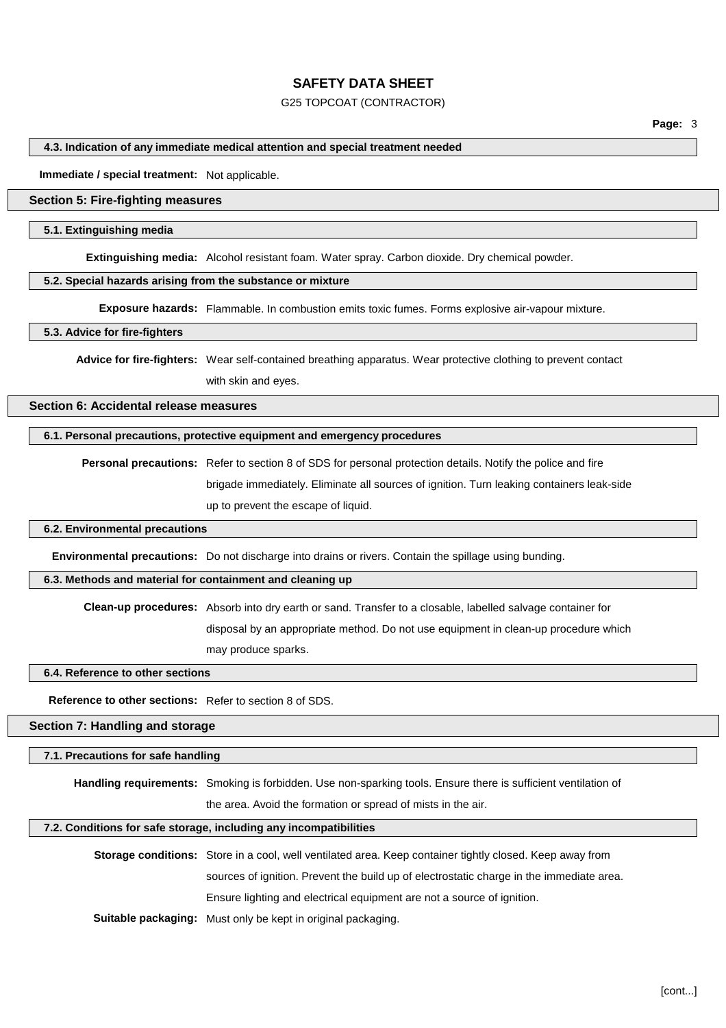### 4.3. Indication of any immediate medical attention and special treatment needed

**Immediate / special treatment:** Not applicable.

## Section 5: Fire-fighting measures

### 5.1. Extinguishing media

**Extinguishing media:** Alcohol resistant foam. Water spray. Carbon dioxide. Dry chemical powder.

### 5.2. Special hazards arising from the substance or mixture

**Exposure hazards:** Flammable. In combustion emits toxic fumes. Forms explosive air-vapour mixture.

### 5.3. Advice for fire-fighters

**Advice for fire-fighters:** Wear self-contained breathing apparatus. Wear protective clothing to prevent contact with skin and eyes.

## Section 6: Accidental release measures

### 6.1. Personal precautions, protective equipment and emergency procedures

**Personal precautions:** Refer to section 8 of SDS for personal protection details. Notify the police and fire brigade immediately. Eliminate all sources of ignition. Turn leaking containers leak-side up to prevent the escape of liquid.

### 6.2. Environmental precautions

**Environmental precautions:** Do not discharge into drains or rivers. Contain the spillage using bunding.

### 6.3. Methods and material for containment and cleaning up

**Clean-up procedures:** Absorb into dry earth or sand. Transfer to a closable, labelled salvage container for disposal by an appropriate method. Do not use equipment in clean-up procedure which may produce sparks.

### 6.4. Reference to other sections

**Reference to other sections:** Refer to section 8 of SDS.

## Section 7: Handling and storage

### 7.1. Precautions for safe handling

**Handling requirements:** Smoking is forbidden. Use non-sparking tools. Ensure there is sufficient ventilation of the area. Avoid the formation or spread of mists in the air.

### 7.2. Conditions for safe storage, including any incompatibilities

**Storage conditions:** Store in a cool, well ventilated area. Keep container tightly closed. Keep away from sources of ignition. Prevent the build up of electrostatic charge in the immediate area. Ensure lighting and electrical equipment are not a source of ignition.

**Suitable packaging:** Must only be kept in original packaging.

[cont...]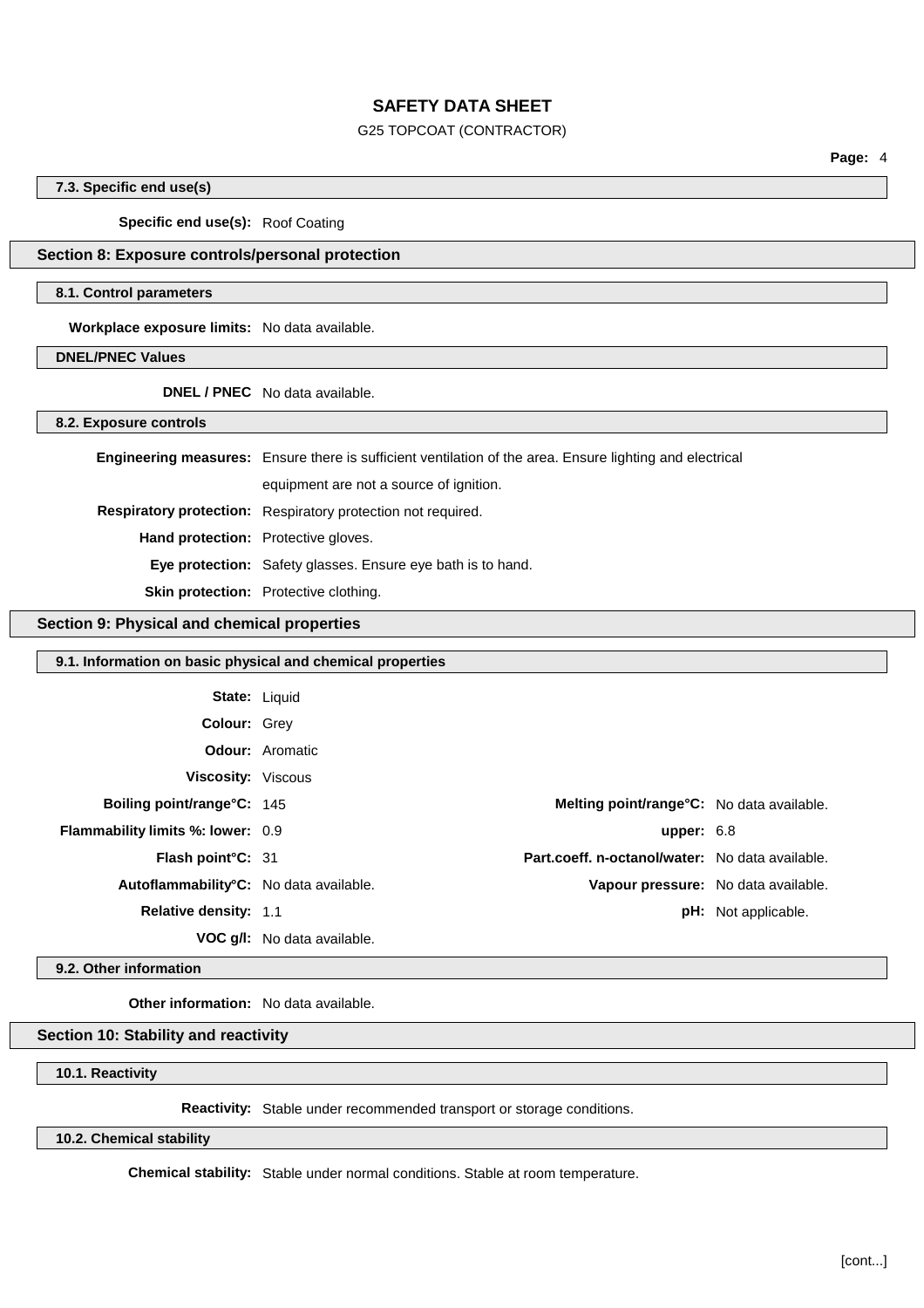### 7.3. Specific end use(s)

**Specific end use(s):** Roof Coating

## Section 8: Exposure controls/personal protection

### 8.1. Control parameters

**Workplace exposure limits:** No data available.

### DNEL/PNEC Values

**DNEL / PNEC** No data available.

### 8.2. Exposure controls

**Engineering measures:** Ensure there is sufficient ventilation of the area. Ensure lighting and electrical equipment are not a source of ignition.

**Respiratory protection:** Respiratory protection not required.

**Hand protection:** Protective gloves.

**Eye protection:** Safety glasses. Ensure eye bath is to hand.

**Skin protection:** Protective clothing.

## Section 9: Physical and chemical properties

### 9.1. Information on basic physical and chemical properties

**State:** Liquid

**Colour:** Grey

**Odour:** Aromatic

**Viscosity:** Viscous

| | | | |
|---|---|---|---|
| **Boiling point/range°C:** | 145 | **Melting point/range°C:** | No data available. |
| **Flammability limits %: lower:** | 0.9 | **upper:** | 6.8 |
| **Flash point°C:** | 31 | **Part.coeff. n-octanol/water:** | No data available. |
| **Autoflammability°C:** | No data available. | **Vapour pressure:** | No data available. |
| **Relative density:** | 1.1 | **pH:** | Not applicable. |
| **VOC g/l:** | No data available. | | |

### 9.2. Other information

**Other information:** No data available.

## Section 10: Stability and reactivity

### 10.1. Reactivity

**Reactivity:** Stable under recommended transport or storage conditions.

### 10.2. Chemical stability

**Chemical stability:** Stable under normal conditions. Stable at room temperature.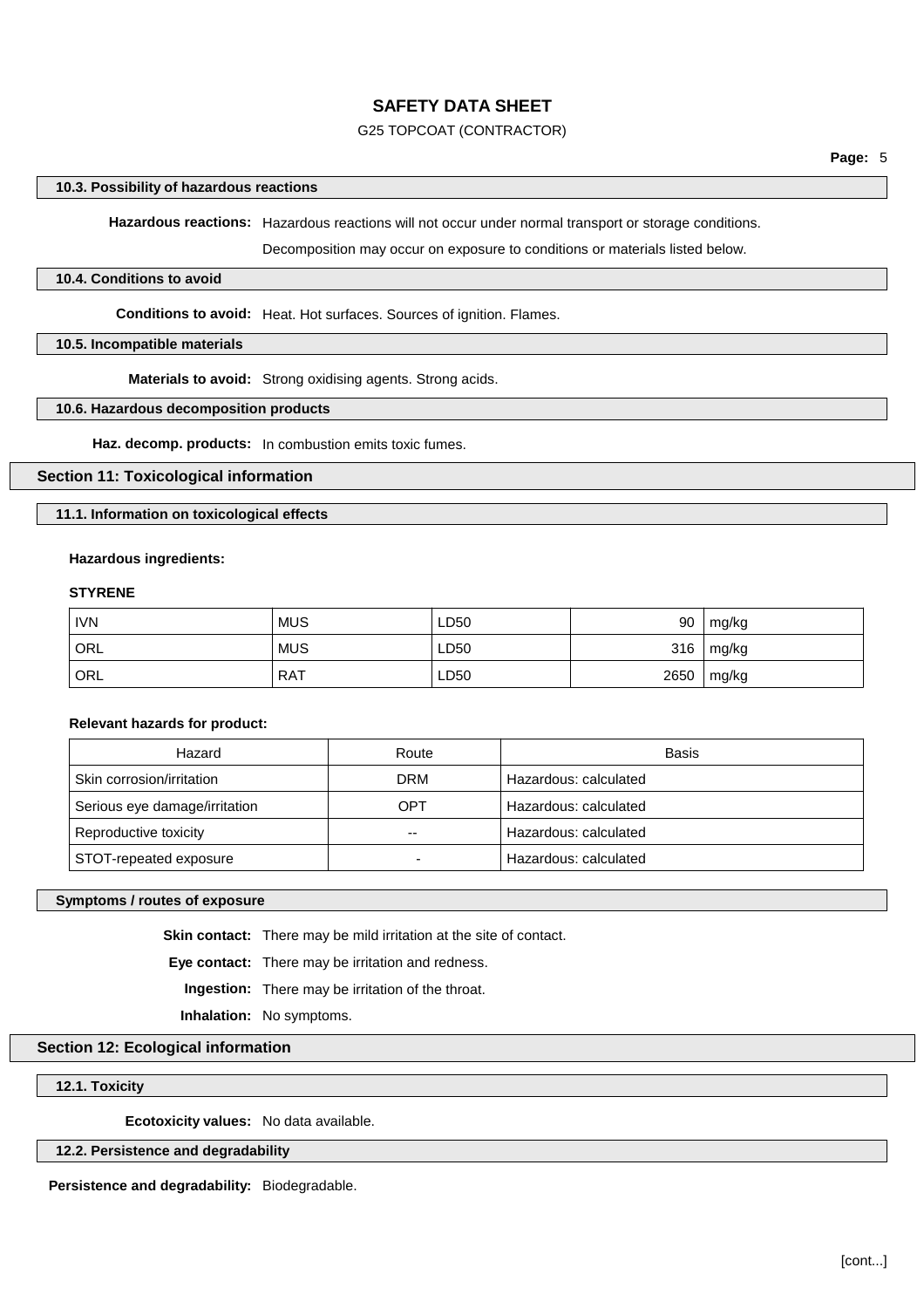#### 10.3. Possibility of hazardous reactions

**Hazardous reactions:** Hazardous reactions will not occur under normal transport or storage conditions.

Decomposition may occur on exposure to conditions or materials listed below.

#### 10.4. Conditions to avoid

**Conditions to avoid:** Heat. Hot surfaces. Sources of ignition. Flames.

#### 10.5. Incompatible materials

**Materials to avoid:** Strong oxidising agents. Strong acids.

#### 10.6. Hazardous decomposition products

**Haz. decomp. products:** In combustion emits toxic fumes.

## Section 11: Toxicological information

#### 11.1. Information on toxicological effects

**Hazardous ingredients:**

**STYRENE**

| | | | | |
|---|---|---|---|---|
| IVN | MUS | LD50 | 90 | mg/kg |
| ORL | MUS | LD50 | 316 | mg/kg |
| ORL | RAT | LD50 | 2650 | mg/kg |

**Relevant hazards for product:**

| Hazard | Route | Basis |
|---|---|---|
| Skin corrosion/irritation | DRM | Hazardous: calculated |
| Serious eye damage/irritation | OPT | Hazardous: calculated |
| Reproductive toxicity | -- | Hazardous: calculated |
| STOT-repeated exposure | - | Hazardous: calculated |

#### Symptoms / routes of exposure

**Skin contact:** There may be mild irritation at the site of contact.

**Eye contact:** There may be irritation and redness.

**Ingestion:** There may be irritation of the throat.

**Inhalation:** No symptoms.

## Section 12: Ecological information

#### 12.1. Toxicity

**Ecotoxicity values:** No data available.

#### 12.2. Persistence and degradability

**Persistence and degradability:** Biodegradable.

[cont...]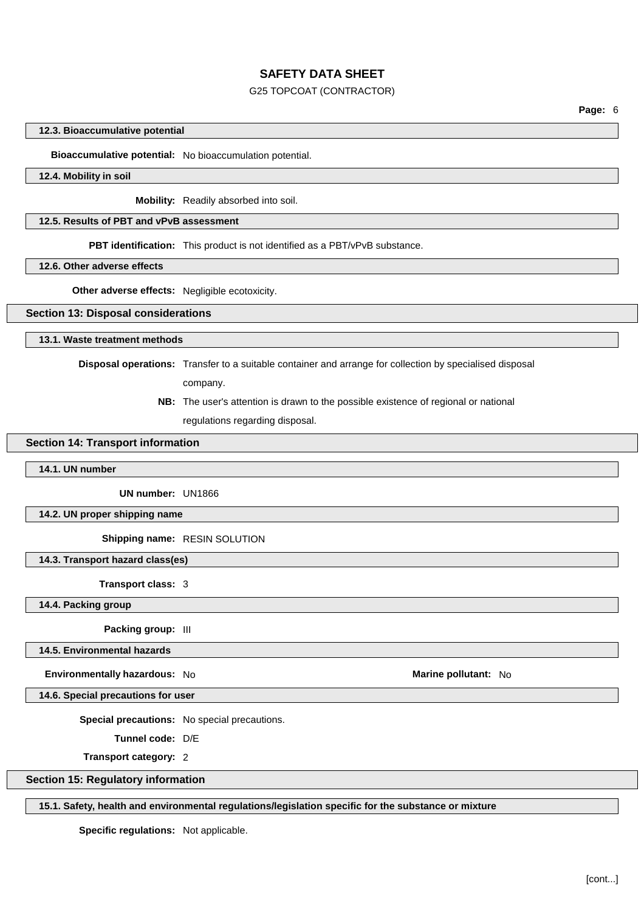### 12.3. Bioaccumulative potential

**Bioaccumulative potential:** No bioaccumulation potential.

### 12.4. Mobility in soil

**Mobility:** Readily absorbed into soil.

### 12.5. Results of PBT and vPvB assessment

**PBT identification:** This product is not identified as a PBT/vPvB substance.

### 12.6. Other adverse effects

**Other adverse effects:** Negligible ecotoxicity.

## Section 13: Disposal considerations

### 13.1. Waste treatment methods

**Disposal operations:** Transfer to a suitable container and arrange for collection by specialised disposal company.

**NB:** The user's attention is drawn to the possible existence of regional or national regulations regarding disposal.

## Section 14: Transport information

### 14.1. UN number

**UN number:** UN1866

### 14.2. UN proper shipping name

**Shipping name:** RESIN SOLUTION

### 14.3. Transport hazard class(es)

**Transport class:** 3

### 14.4. Packing group

**Packing group:** III

### 14.5. Environmental hazards

**Environmentally hazardous:** No

**Marine pollutant:** No

### 14.6. Special precautions for user

**Special precautions:** No special precautions.

**Tunnel code:** D/E

**Transport category:** 2

## Section 15: Regulatory information

### 15.1. Safety, health and environmental regulations/legislation specific for the substance or mixture

**Specific regulations:** Not applicable.

[cont...]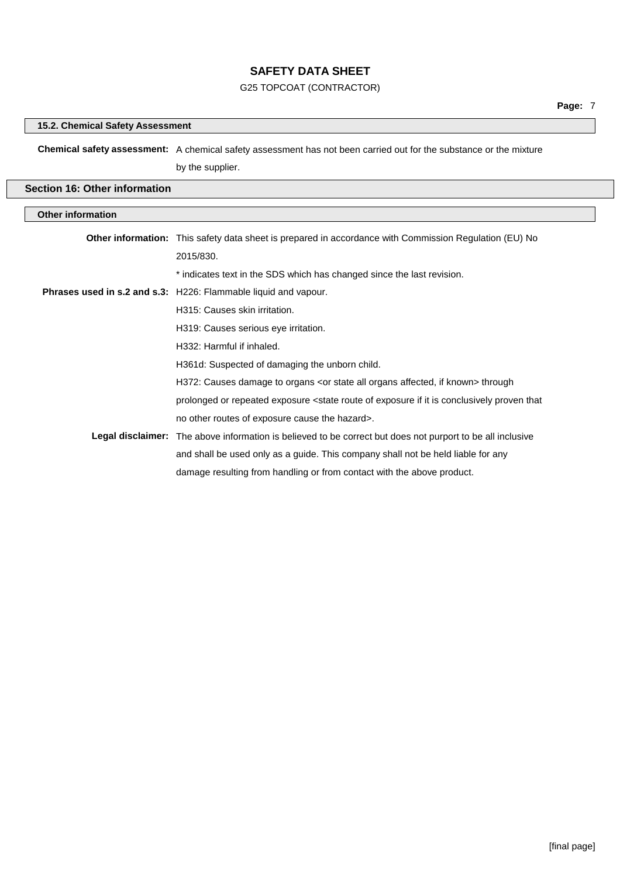### 15.2. Chemical Safety Assessment

**Chemical safety assessment:** A chemical safety assessment has not been carried out for the substance or the mixture by the supplier.

## Section 16: Other information

### Other information

**Other information:** This safety data sheet is prepared in accordance with Commission Regulation (EU) No 2015/830.

* indicates text in the SDS which has changed since the last revision.

**Phrases used in s.2 and s.3:** H226: Flammable liquid and vapour.

H315: Causes skin irritation.

H319: Causes serious eye irritation.

H332: Harmful if inhaled.

H361d: Suspected of damaging the unborn child.

H372: Causes damage to organs <or state all organs affected, if known> through prolonged or repeated exposure <state route of exposure if it is conclusively proven that no other routes of exposure cause the hazard>.

**Legal disclaimer:** The above information is believed to be correct but does not purport to be all inclusive and shall be used only as a guide. This company shall not be held liable for any damage resulting from handling or from contact with the above product.

[final page]